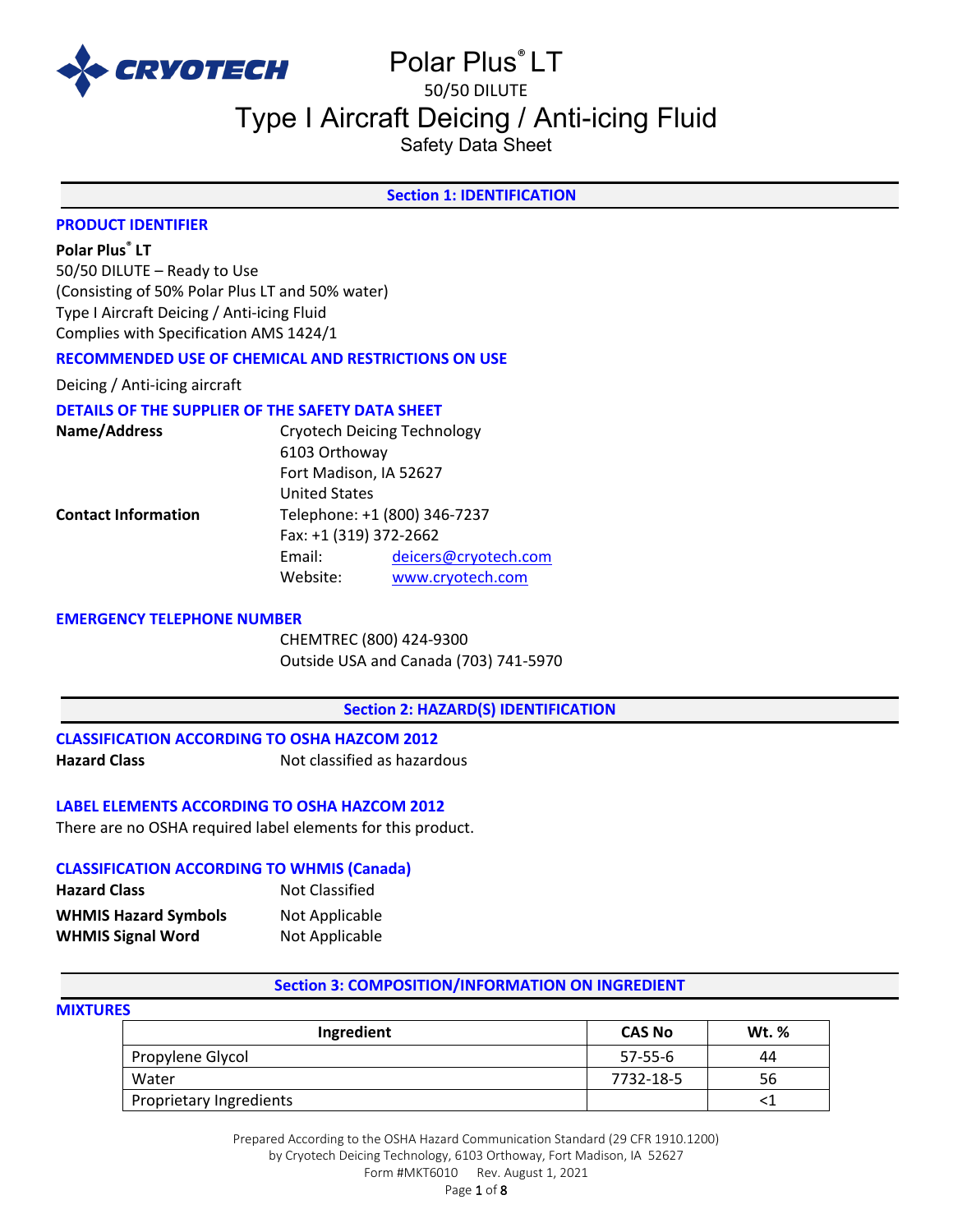# Polar Plus® LT

50/50 DILUTE

## Type I Aircraft Deicing / Anti-icing Fluid

Safety Data Sheet

## Section 1: IDENTIFICATION

### PRODUCT IDENTIFIER

**Polar Plus® LT**
50/50 DILUTE – Ready to Use
(Consisting of 50% Polar Plus LT and 50% water)
Type I Aircraft Deicing / Anti-icing Fluid
Complies with Specification AMS 1424/1

### RECOMMENDED USE OF CHEMICAL AND RESTRICTIONS ON USE

Deicing / Anti-icing aircraft

### DETAILS OF THE SUPPLIER OF THE SAFETY DATA SHEET

**Name/Address**
Cryotech Deicing Technology
6103 Orthoway
Fort Madison, IA 52627
United States

**Contact Information**
Telephone: +1 (800) 346-7237
Fax: +1 (319) 372-2662
Email: deicers@cryotech.com
Website: www.cryotech.com

### EMERGENCY TELEPHONE NUMBER

CHEMTREC (800) 424-9300
Outside USA and Canada (703) 741-5970

## Section 2: HAZARD(S) IDENTIFICATION

### CLASSIFICATION ACCORDING TO OSHA HAZCOM 2012

**Hazard Class** Not classified as hazardous

### LABEL ELEMENTS ACCORDING TO OSHA HAZCOM 2012

There are no OSHA required label elements for this product.

### CLASSIFICATION ACCORDING TO WHMIS (Canada)

**Hazard Class** Not Classified
**WHMIS Hazard Symbols** Not Applicable
**WHMIS Signal Word** Not Applicable

## Section 3: COMPOSITION/INFORMATION ON INGREDIENT

### MIXTURES

| Ingredient | CAS No | Wt. % |
|---|---|---|
| Propylene Glycol | 57-55-6 | 44 |
| Water | 7732-18-5 | 56 |
| Proprietary Ingredients | | <1 |

Prepared According to the OSHA Hazard Communication Standard (29 CFR 1910.1200)
by Cryotech Deicing Technology, 6103 Orthoway, Fort Madison, IA 52627
Form #MKT6010 Rev. August 1, 2021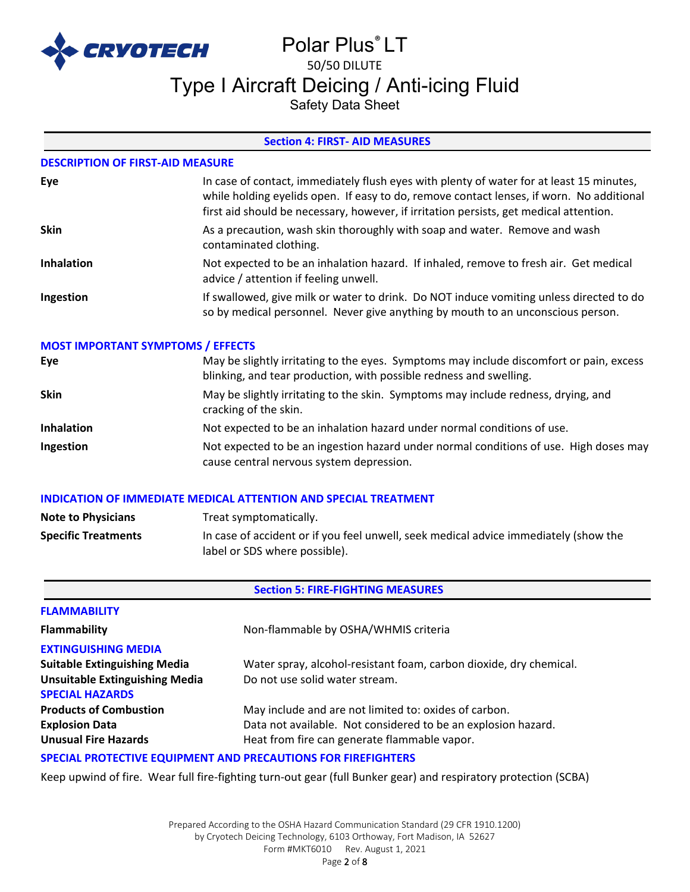## Section 4: FIRST- AID MEASURES

### DESCRIPTION OF FIRST-AID MEASURE

| | |
|---|---|
| **Eye** | In case of contact, immediately flush eyes with plenty of water for at least 15 minutes, while holding eyelids open. If easy to do, remove contact lenses, if worn. No additional first aid should be necessary, however, if irritation persists, get medical attention. |
| **Skin** | As a precaution, wash skin thoroughly with soap and water. Remove and wash contaminated clothing. |
| **Inhalation** | Not expected to be an inhalation hazard. If inhaled, remove to fresh air. Get medical advice / attention if feeling unwell. |
| **Ingestion** | If swallowed, give milk or water to drink. Do NOT induce vomiting unless directed to do so by medical personnel. Never give anything by mouth to an unconscious person. |

### MOST IMPORTANT SYMPTOMS / EFFECTS

| | |
|---|---|
| **Eye** | May be slightly irritating to the eyes. Symptoms may include discomfort or pain, excess blinking, and tear production, with possible redness and swelling. |
| **Skin** | May be slightly irritating to the skin. Symptoms may include redness, drying, and cracking of the skin. |
| **Inhalation** | Not expected to be an inhalation hazard under normal conditions of use. |
| **Ingestion** | Not expected to be an ingestion hazard under normal conditions of use. High doses may cause central nervous system depression. |

### INDICATION OF IMMEDIATE MEDICAL ATTENTION AND SPECIAL TREATMENT

| | |
|---|---|
| **Note to Physicians** | Treat symptomatically. |
| **Specific Treatments** | In case of accident or if you feel unwell, seek medical advice immediately (show the label or SDS where possible). |

## Section 5: FIRE-FIGHTING MEASURES

### FLAMMABILITY

| | |
|---|---|
| **Flammability** | Non-flammable by OSHA/WHMIS criteria |

### EXTINGUISHING MEDIA

| | |
|---|---|
| **Suitable Extinguishing Media** | Water spray, alcohol-resistant foam, carbon dioxide, dry chemical. |
| **Unsuitable Extinguishing Media** | Do not use solid water stream. |

### SPECIAL HAZARDS

| | |
|---|---|
| **Products of Combustion** | May include and are not limited to: oxides of carbon. |
| **Explosion Data** | Data not available. Not considered to be an explosion hazard. |
| **Unusual Fire Hazards** | Heat from fire can generate flammable vapor. |

### SPECIAL PROTECTIVE EQUIPMENT AND PRECAUTIONS FOR FIREFIGHTERS

Keep upwind of fire. Wear full fire-fighting turn-out gear (full Bunker gear) and respiratory protection (SCBA)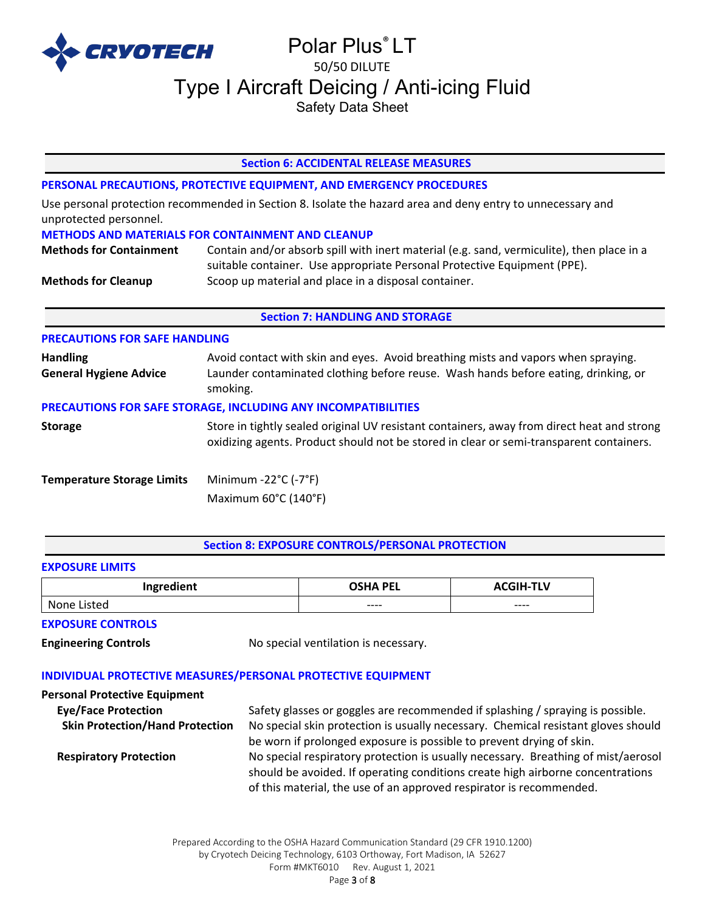## Section 6: ACCIDENTAL RELEASE MEASURES

### PERSONAL PRECAUTIONS, PROTECTIVE EQUIPMENT, AND EMERGENCY PROCEDURES

Use personal protection recommended in Section 8. Isolate the hazard area and deny entry to unnecessary and unprotected personnel.

### METHODS AND MATERIALS FOR CONTAINMENT AND CLEANUP

**Methods for Containment** Contain and/or absorb spill with inert material (e.g. sand, vermiculite), then place in a suitable container. Use appropriate Personal Protective Equipment (PPE).

**Methods for Cleanup** Scoop up material and place in a disposal container.

## Section 7: HANDLING AND STORAGE

### PRECAUTIONS FOR SAFE HANDLING

**Handling** Avoid contact with skin and eyes. Avoid breathing mists and vapors when spraying.

**General Hygiene Advice** Launder contaminated clothing before reuse. Wash hands before eating, drinking, or smoking.

### PRECAUTIONS FOR SAFE STORAGE, INCLUDING ANY INCOMPATIBILITIES

**Storage** Store in tightly sealed original UV resistant containers, away from direct heat and strong oxidizing agents. Product should not be stored in clear or semi-transparent containers.

**Temperature Storage Limits** Minimum -22°C (-7°F)
Maximum 60°C (140°F)

## Section 8: EXPOSURE CONTROLS/PERSONAL PROTECTION

### EXPOSURE LIMITS

| Ingredient | OSHA PEL | ACGIH-TLV |
|---|---|---|
| None Listed | ---- | ---- |

### EXPOSURE CONTROLS

**Engineering Controls** No special ventilation is necessary.

### INDIVIDUAL PROTECTIVE MEASURES/PERSONAL PROTECTIVE EQUIPMENT

**Personal Protective Equipment**

**Eye/Face Protection** Safety glasses or goggles are recommended if splashing / spraying is possible.

**Skin Protection/Hand Protection** No special skin protection is usually necessary. Chemical resistant gloves should be worn if prolonged exposure is possible to prevent drying of skin.

**Respiratory Protection** No special respiratory protection is usually necessary. Breathing of mist/aerosol should be avoided. If operating conditions create high airborne concentrations of this material, the use of an approved respirator is recommended.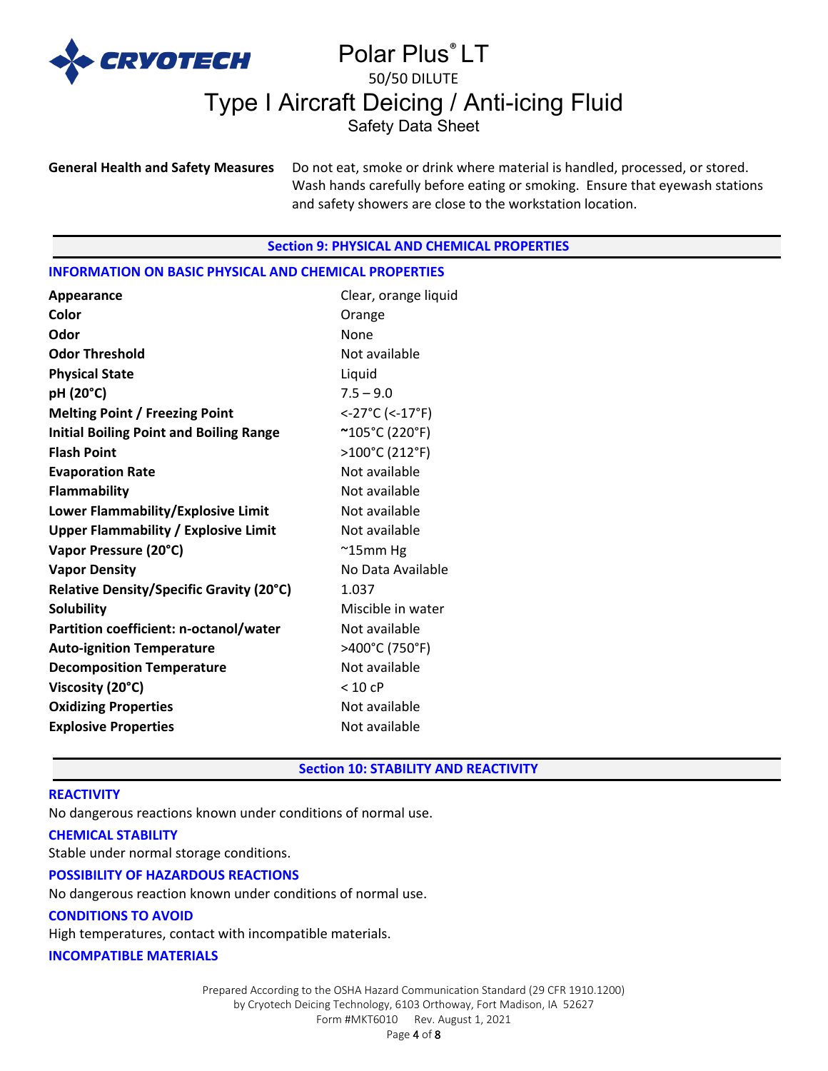**General Health and Safety Measures** Do not eat, smoke or drink where material is handled, processed, or stored. Wash hands carefully before eating or smoking. Ensure that eyewash stations and safety showers are close to the workstation location.

## Section 9: PHYSICAL AND CHEMICAL PROPERTIES

### INFORMATION ON BASIC PHYSICAL AND CHEMICAL PROPERTIES

| | |
|---|---|
| **Appearance** | Clear, orange liquid |
| **Color** | Orange |
| **Odor** | None |
| **Odor Threshold** | Not available |
| **Physical State** | Liquid |
| **pH (20°C)** | 7.5 – 9.0 |
| **Melting Point / Freezing Point** | <-27°C (<-17°F) |
| **Initial Boiling Point and Boiling Range** | ~105°C (220°F) |
| **Flash Point** | >100°C (212°F) |
| **Evaporation Rate** | Not available |
| **Flammability** | Not available |
| **Lower Flammability/Explosive Limit** | Not available |
| **Upper Flammability / Explosive Limit** | Not available |
| **Vapor Pressure (20°C)** | ~15mm Hg |
| **Vapor Density** | No Data Available |
| **Relative Density/Specific Gravity (20°C)** | 1.037 |
| **Solubility** | Miscible in water |
| **Partition coefficient: n-octanol/water** | Not available |
| **Auto-ignition Temperature** | >400°C (750°F) |
| **Decomposition Temperature** | Not available |
| **Viscosity (20°C)** | < 10 cP |
| **Oxidizing Properties** | Not available |
| **Explosive Properties** | Not available |

## Section 10: STABILITY AND REACTIVITY

### REACTIVITY

No dangerous reactions known under conditions of normal use.

### CHEMICAL STABILITY

Stable under normal storage conditions.

### POSSIBILITY OF HAZARDOUS REACTIONS

No dangerous reaction known under conditions of normal use.

### CONDITIONS TO AVOID

High temperatures, contact with incompatible materials.

### INCOMPATIBLE MATERIALS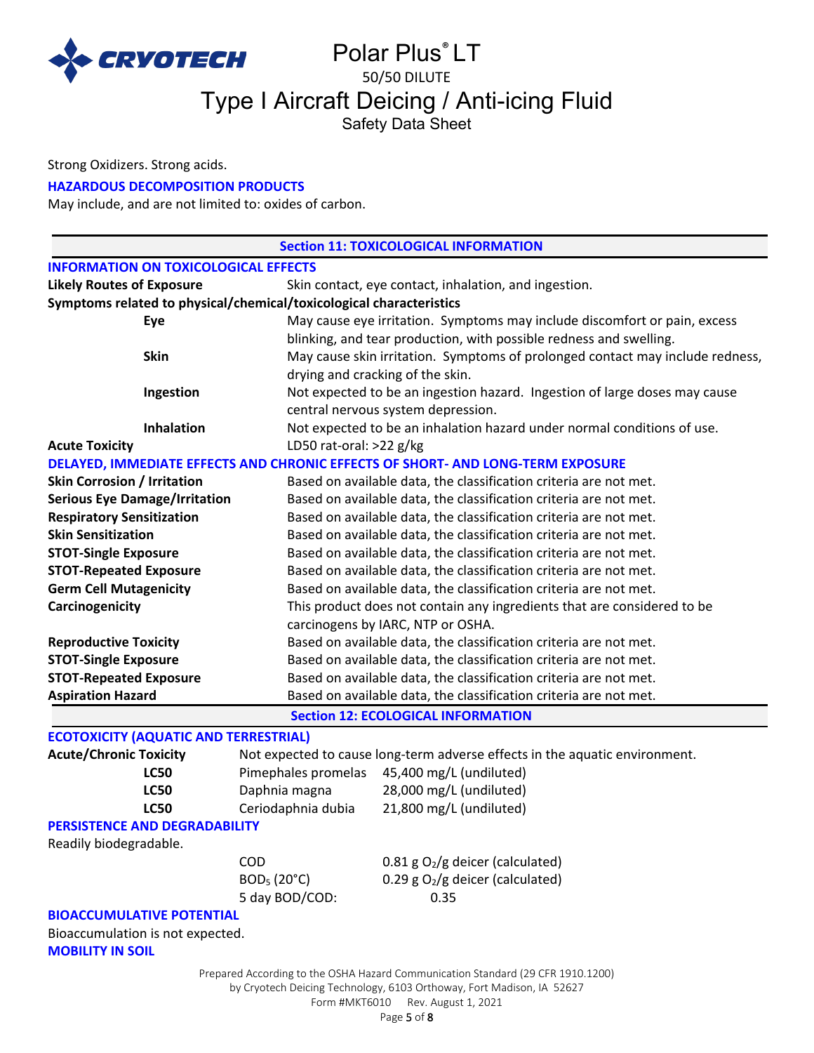Strong Oxidizers. Strong acids.

### HAZARDOUS DECOMPOSITION PRODUCTS

May include, and are not limited to: oxides of carbon.

## Section 11: TOXICOLOGICAL INFORMATION

### INFORMATION ON TOXICOLOGICAL EFFECTS

**Likely Routes of Exposure** — Skin contact, eye contact, inhalation, and ingestion.

**Symptoms related to physical/chemical/toxicological characteristics**

| | |
|---|---|
| **Eye** | May cause eye irritation. Symptoms may include discomfort or pain, excess blinking, and tear production, with possible redness and swelling. |
| **Skin** | May cause skin irritation. Symptoms of prolonged contact may include redness, drying and cracking of the skin. |
| **Ingestion** | Not expected to be an ingestion hazard. Ingestion of large doses may cause central nervous system depression. |
| **Inhalation** | Not expected to be an inhalation hazard under normal conditions of use. |
| **Acute Toxicity** | LD50 rat-oral: >22 g/kg |

### DELAYED, IMMEDIATE EFFECTS AND CHRONIC EFFECTS OF SHORT- AND LONG-TERM EXPOSURE

| | |
|---|---|
| **Skin Corrosion / Irritation** | Based on available data, the classification criteria are not met. |
| **Serious Eye Damage/Irritation** | Based on available data, the classification criteria are not met. |
| **Respiratory Sensitization** | Based on available data, the classification criteria are not met. |
| **Skin Sensitization** | Based on available data, the classification criteria are not met. |
| **STOT-Single Exposure** | Based on available data, the classification criteria are not met. |
| **STOT-Repeated Exposure** | Based on available data, the classification criteria are not met. |
| **Germ Cell Mutagenicity** | Based on available data, the classification criteria are not met. |
| **Carcinogenicity** | This product does not contain any ingredients that are considered to be carcinogens by IARC, NTP or OSHA. |
| **Reproductive Toxicity** | Based on available data, the classification criteria are not met. |
| **STOT-Single Exposure** | Based on available data, the classification criteria are not met. |
| **STOT-Repeated Exposure** | Based on available data, the classification criteria are not met. |
| **Aspiration Hazard** | Based on available data, the classification criteria are not met. |

## Section 12: ECOLOGICAL INFORMATION

### ECOTOXICITY (AQUATIC AND TERRESTRIAL)

**Acute/Chronic Toxicity** — Not expected to cause long-term adverse effects in the aquatic environment.

| | | |
|---|---|---|
| **LC50** | Pimephales promelas | 45,400 mg/L (undiluted) |
| **LC50** | Daphnia magna | 28,000 mg/L (undiluted) |
| **LC50** | Ceriodaphnia dubia | 21,800 mg/L (undiluted) |

### PERSISTENCE AND DEGRADABILITY

Readily biodegradable.

| | |
|---|---|
| COD | 0.81 g $O_2$/g deicer (calculated) |
| $BOD_5$ (20°C) | 0.29 g $O_2$/g deicer (calculated) |
| 5 day BOD/COD: | 0.35 |

### BIOACCUMULATIVE POTENTIAL

Bioaccumulation is not expected.

### MOBILITY IN SOIL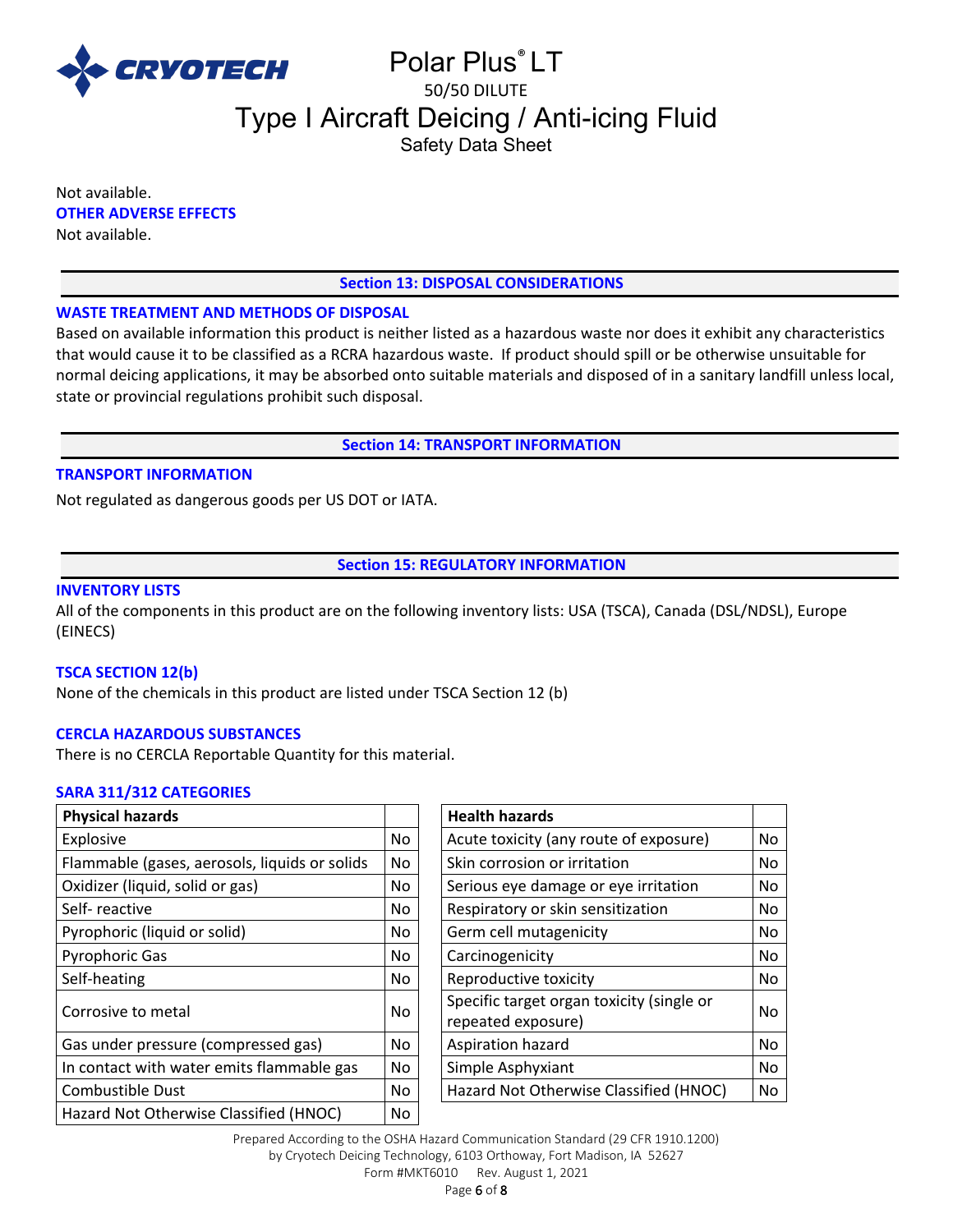Not available.

**OTHER ADVERSE EFFECTS**

Not available.

## Section 13: DISPOSAL CONSIDERATIONS

**WASTE TREATMENT AND METHODS OF DISPOSAL**

Based on available information this product is neither listed as a hazardous waste nor does it exhibit any characteristics that would cause it to be classified as a RCRA hazardous waste. If product should spill or be otherwise unsuitable for normal deicing applications, it may be absorbed onto suitable materials and disposed of in a sanitary landfill unless local, state or provincial regulations prohibit such disposal.

## Section 14: TRANSPORT INFORMATION

**TRANSPORT INFORMATION**

Not regulated as dangerous goods per US DOT or IATA.

## Section 15: REGULATORY INFORMATION

**INVENTORY LISTS**

All of the components in this product are on the following inventory lists: USA (TSCA), Canada (DSL/NDSL), Europe (EINECS)

**TSCA SECTION 12(b)**

None of the chemicals in this product are listed under TSCA Section 12 (b)

**CERCLA HAZARDOUS SUBSTANCES**

There is no CERCLA Reportable Quantity for this material.

**SARA 311/312 CATEGORIES**

| Physical hazards | |
|---|---|
| Explosive | No |
| Flammable (gases, aerosols, liquids or solids | No |
| Oxidizer (liquid, solid or gas) | No |
| Self- reactive | No |
| Pyrophoric (liquid or solid) | No |
| Pyrophoric Gas | No |
| Self-heating | No |
| Corrosive to metal | No |
| Gas under pressure (compressed gas) | No |
| In contact with water emits flammable gas | No |
| Combustible Dust | No |
| Hazard Not Otherwise Classified (HNOC) | No |

| Health hazards | |
|---|---|
| Acute toxicity (any route of exposure) | No |
| Skin corrosion or irritation | No |
| Serious eye damage or eye irritation | No |
| Respiratory or skin sensitization | No |
| Germ cell mutagenicity | No |
| Carcinogenicity | No |
| Reproductive toxicity | No |
| Specific target organ toxicity (single or repeated exposure) | No |
| Aspiration hazard | No |
| Simple Asphyxiant | No |
| Hazard Not Otherwise Classified (HNOC) | No |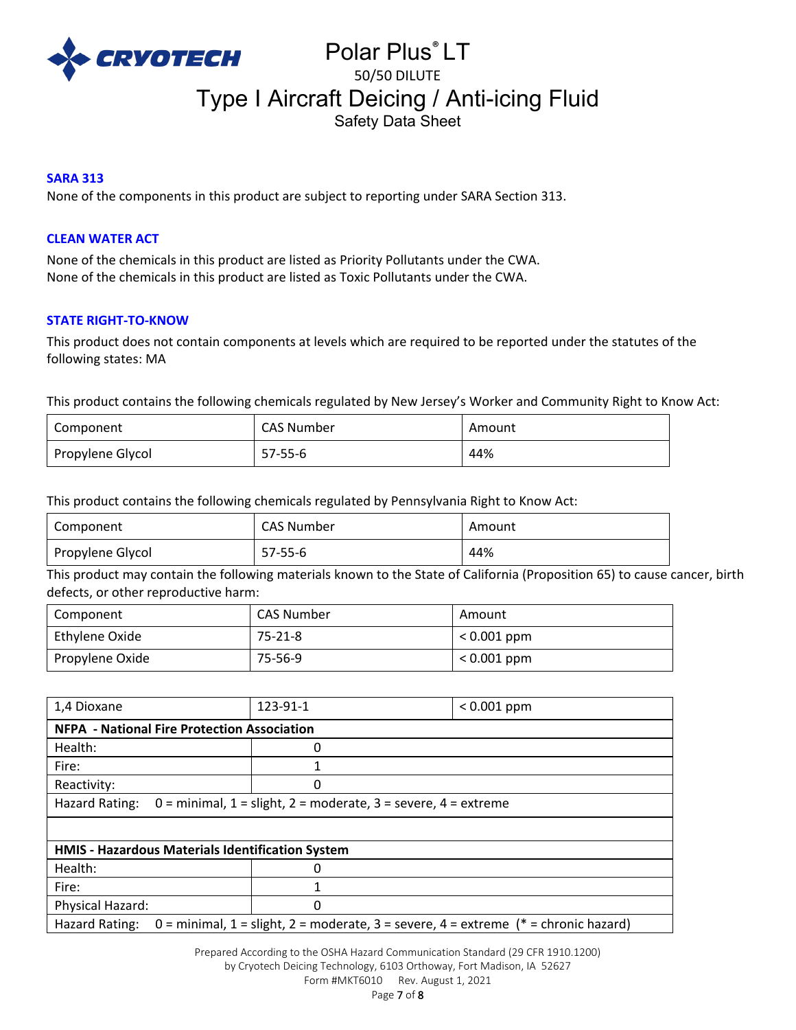### SARA 313

None of the components in this product are subject to reporting under SARA Section 313.

### CLEAN WATER ACT

None of the chemicals in this product are listed as Priority Pollutants under the CWA.
None of the chemicals in this product are listed as Toxic Pollutants under the CWA.

### STATE RIGHT-TO-KNOW

This product does not contain components at levels which are required to be reported under the statutes of the following states: MA

This product contains the following chemicals regulated by New Jersey's Worker and Community Right to Know Act:

| Component | CAS Number | Amount |
|---|---|---|
| Propylene Glycol | 57-55-6 | 44% |

This product contains the following chemicals regulated by Pennsylvania Right to Know Act:

| Component | CAS Number | Amount |
|---|---|---|
| Propylene Glycol | 57-55-6 | 44% |

This product may contain the following materials known to the State of California (Proposition 65) to cause cancer, birth defects, or other reproductive harm:

| Component | CAS Number | Amount |
|---|---|---|
| Ethylene Oxide | 75-21-8 | < 0.001 ppm |
| Propylene Oxide | 75-56-9 | < 0.001 ppm |
| 1,4 Dioxane | 123-91-1 | < 0.001 ppm |

| **NFPA - National Fire Protection Association** | |
|---|---|
| Health: | 0 |
| Fire: | 1 |
| Reactivity: | 0 |
| Hazard Rating: 0 = minimal, 1 = slight, 2 = moderate, 3 = severe, 4 = extreme | |

| **HMIS - Hazardous Materials Identification System** | |
|---|---|
| Health: | 0 |
| Fire: | 1 |
| Physical Hazard: | 0 |
| Hazard Rating: 0 = minimal, 1 = slight, 2 = moderate, 3 = severe, 4 = extreme (* = chronic hazard) | |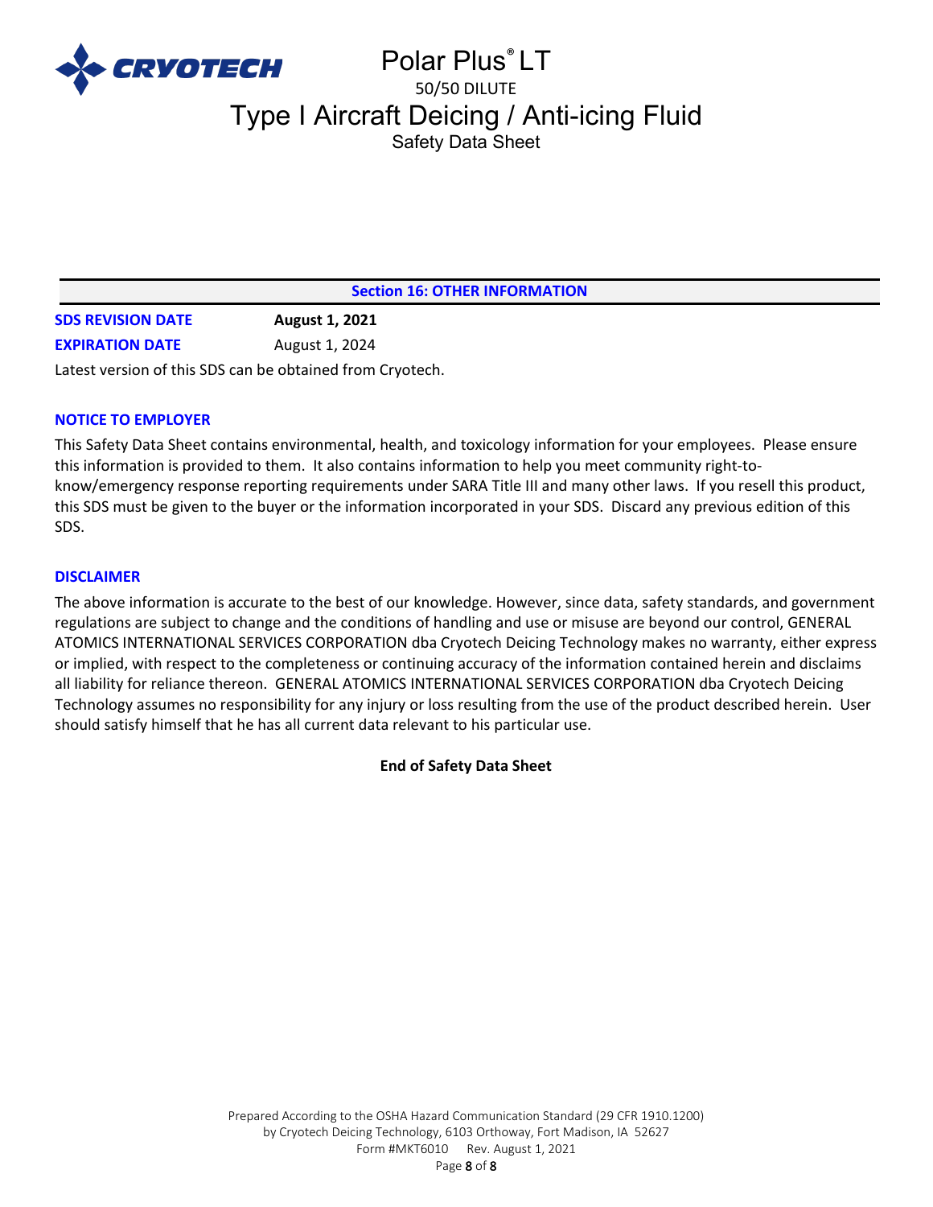## Section 16: OTHER INFORMATION

**SDS REVISION DATE** **August 1, 2021**

**EXPIRATION DATE** August 1, 2024

Latest version of this SDS can be obtained from Cryotech.

### NOTICE TO EMPLOYER

This Safety Data Sheet contains environmental, health, and toxicology information for your employees. Please ensure this information is provided to them. It also contains information to help you meet community right-to-know/emergency response reporting requirements under SARA Title III and many other laws. If you resell this product, this SDS must be given to the buyer or the information incorporated in your SDS. Discard any previous edition of this SDS.

### DISCLAIMER

The above information is accurate to the best of our knowledge. However, since data, safety standards, and government regulations are subject to change and the conditions of handling and use or misuse are beyond our control, GENERAL ATOMICS INTERNATIONAL SERVICES CORPORATION dba Cryotech Deicing Technology makes no warranty, either express or implied, with respect to the completeness or continuing accuracy of the information contained herein and disclaims all liability for reliance thereon. GENERAL ATOMICS INTERNATIONAL SERVICES CORPORATION dba Cryotech Deicing Technology assumes no responsibility for any injury or loss resulting from the use of the product described herein. User should satisfy himself that he has all current data relevant to his particular use.

**End of Safety Data Sheet**